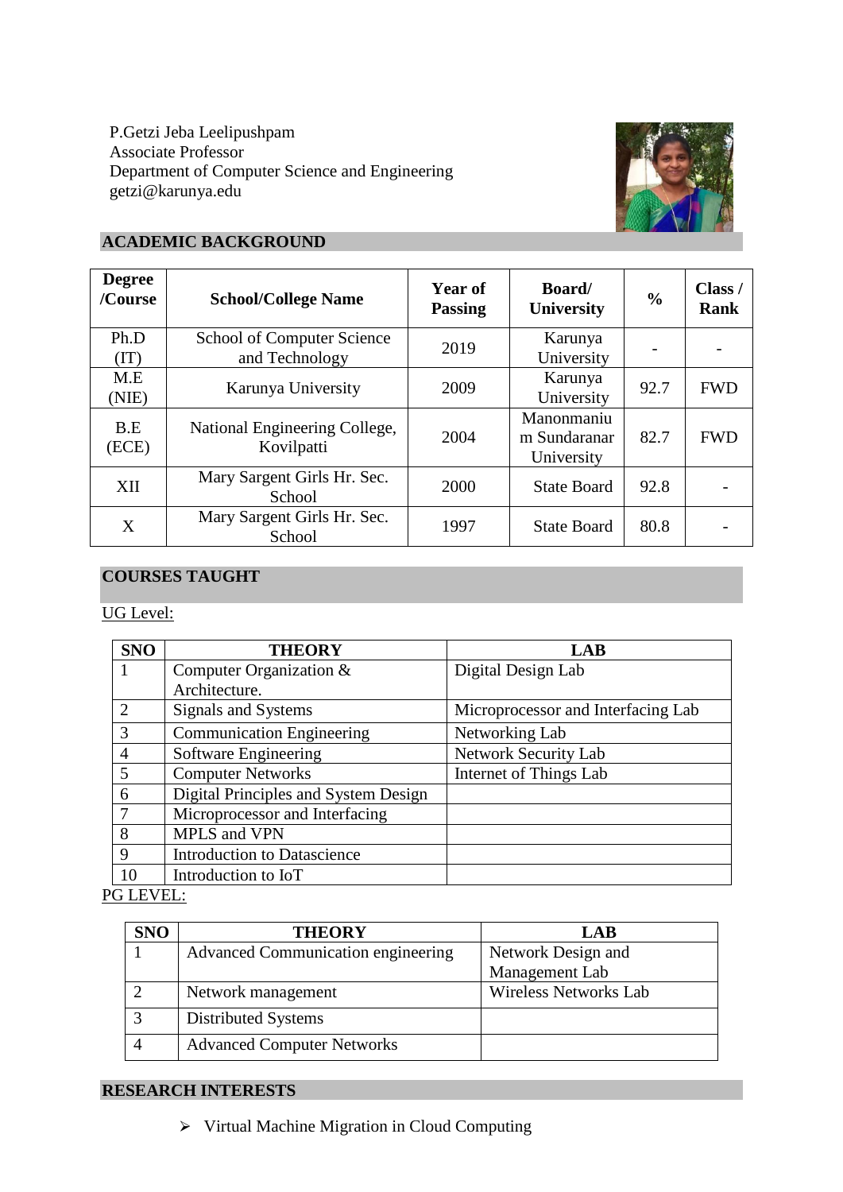P.Getzi Jeba Leelipushpam
Associate Professor
Department of Computer Science and Engineering
getzi@karunya.edu

## ACADEMIC BACKGROUND

| Degree /Course | School/College Name | Year of Passing | Board/ University | % | Class / Rank |
|---|---|---|---|---|---|
| Ph.D (IT) | School of Computer Science and Technology | 2019 | Karunya University | - | - |
| M.E (NIE) | Karunya University | 2009 | Karunya University | 92.7 | FWD |
| B.E (ECE) | National Engineering College, Kovilpatti | 2004 | Manonmaniam Sundaranar University | 82.7 | FWD |
| XII | Mary Sargent Girls Hr. Sec. School | 2000 | State Board | 92.8 | - |
| X | Mary Sargent Girls Hr. Sec. School | 1997 | State Board | 80.8 | - |

## COURSES TAUGHT

UG Level:

| SNO | THEORY | LAB |
|---|---|---|
| 1 | Computer Organization & Architecture. | Digital Design Lab |
| 2 | Signals and Systems | Microprocessor and Interfacing Lab |
| 3 | Communication Engineering | Networking Lab |
| 4 | Software Engineering | Network Security Lab |
| 5 | Computer Networks | Internet of Things Lab |
| 6 | Digital Principles and System Design | |
| 7 | Microprocessor and Interfacing | |
| 8 | MPLS and VPN | |
| 9 | Introduction to Datascience | |
| 10 | Introduction to IoT | |

PG LEVEL:

| SNO | THEORY | LAB |
|---|---|---|
| 1 | Advanced Communication engineering | Network Design and Management Lab |
| 2 | Network management | Wireless Networks Lab |
| 3 | Distributed Systems | |
| 4 | Advanced Computer Networks | |

## RESEARCH INTERESTS

- Virtual Machine Migration in Cloud Computing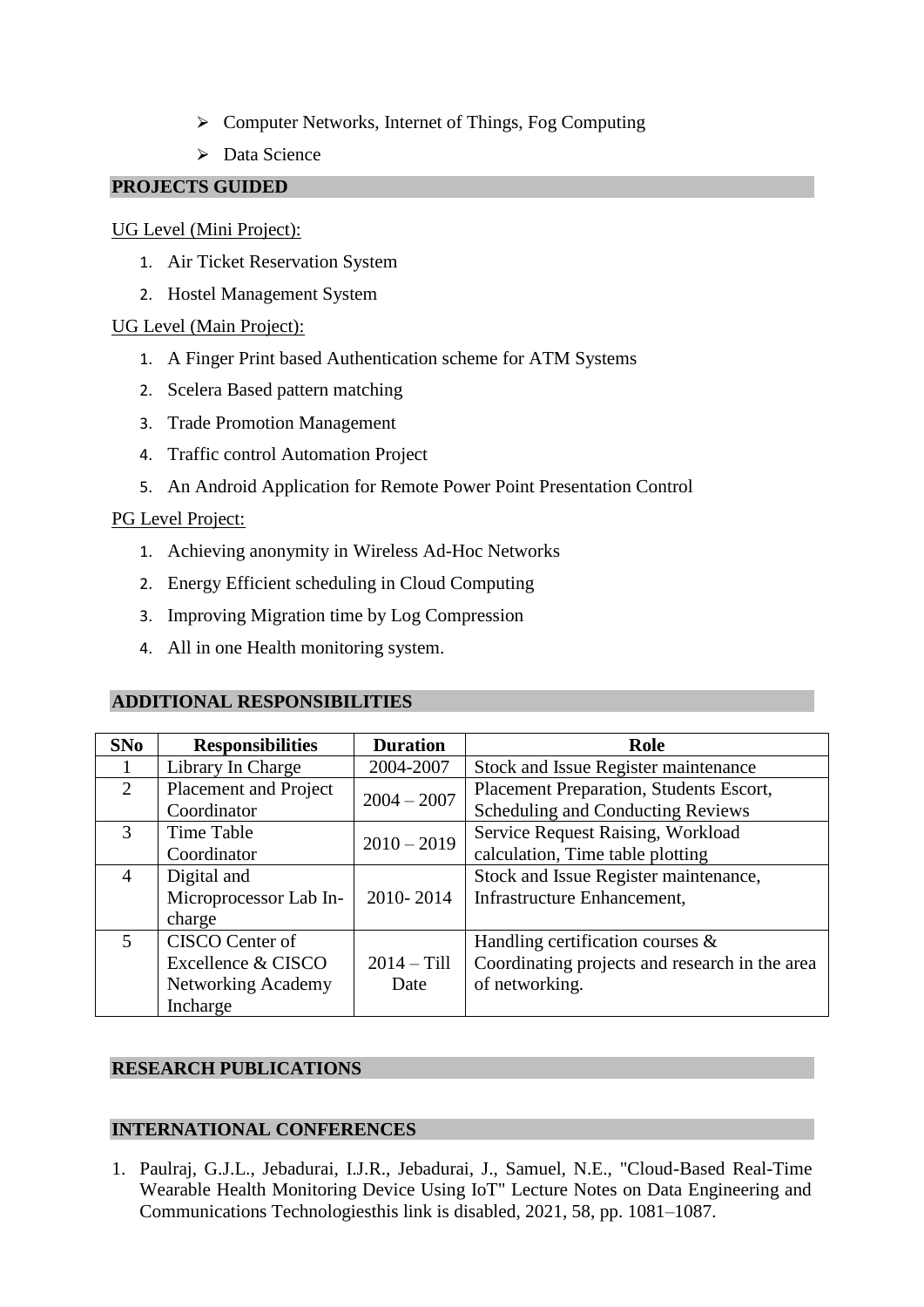- Computer Networks, Internet of Things, Fog Computing
- Data Science

## PROJECTS GUIDED

UG Level (Mini Project):

1. Air Ticket Reservation System
2. Hostel Management System

UG Level (Main Project):

1. A Finger Print based Authentication scheme for ATM Systems
2. Scelera Based pattern matching
3. Trade Promotion Management
4. Traffic control Automation Project
5. An Android Application for Remote Power Point Presentation Control

PG Level Project:

1. Achieving anonymity in Wireless Ad-Hoc Networks
2. Energy Efficient scheduling in Cloud Computing
3. Improving Migration time by Log Compression
4. All in one Health monitoring system.

## ADDITIONAL RESPONSIBILITIES

| SNo | Responsibilities | Duration | Role |
|---|---|---|---|
| 1 | Library In Charge | 2004-2007 | Stock and Issue Register maintenance |
| 2 | Placement and Project Coordinator | 2004 – 2007 | Placement Preparation, Students Escort, Scheduling and Conducting Reviews |
| 3 | Time Table Coordinator | 2010 – 2019 | Service Request Raising, Workload calculation, Time table plotting |
| 4 | Digital and Microprocessor Lab In-charge | 2010- 2014 | Stock and Issue Register maintenance, Infrastructure Enhancement, |
| 5 | CISCO Center of Excellence & CISCO Networking Academy Incharge | 2014 – Till Date | Handling certification courses & Coordinating projects and research in the area of networking. |

## RESEARCH PUBLICATIONS

## INTERNATIONAL CONFERENCES

1. Paulraj, G.J.L., Jebadurai, I.J.R., Jebadurai, J., Samuel, N.E., "Cloud-Based Real-Time Wearable Health Monitoring Device Using IoT" Lecture Notes on Data Engineering and Communications Technologiesthis link is disabled, 2021, 58, pp. 1081–1087.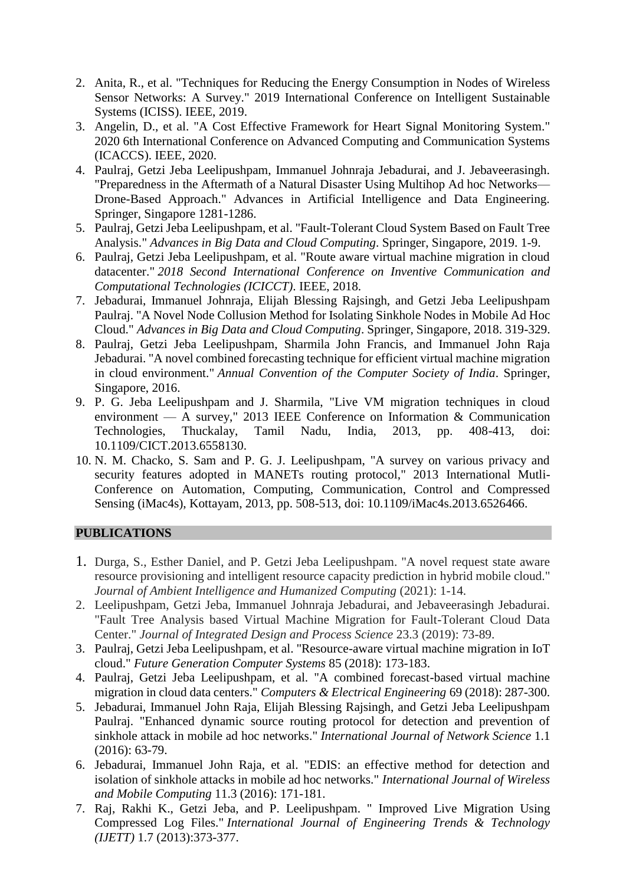2. Anita, R., et al. "Techniques for Reducing the Energy Consumption in Nodes of Wireless Sensor Networks: A Survey." 2019 International Conference on Intelligent Sustainable Systems (ICISS). IEEE, 2019.
3. Angelin, D., et al. "A Cost Effective Framework for Heart Signal Monitoring System." 2020 6th International Conference on Advanced Computing and Communication Systems (ICACCS). IEEE, 2020.
4. Paulraj, Getzi Jeba Leelipushpam, Immanuel Johnraja Jebadurai, and J. Jebaveerasingh. "Preparedness in the Aftermath of a Natural Disaster Using Multihop Ad hoc Networks—Drone-Based Approach." Advances in Artificial Intelligence and Data Engineering. Springer, Singapore 1281-1286.
5. Paulraj, Getzi Jeba Leelipushpam, et al. "Fault-Tolerant Cloud System Based on Fault Tree Analysis." *Advances in Big Data and Cloud Computing*. Springer, Singapore, 2019. 1-9.
6. Paulraj, Getzi Jeba Leelipushpam, et al. "Route aware virtual machine migration in cloud datacenter." *2018 Second International Conference on Inventive Communication and Computational Technologies (ICICCT)*. IEEE, 2018.
7. Jebadurai, Immanuel Johnraja, Elijah Blessing Rajsingh, and Getzi Jeba Leelipushpam Paulraj. "A Novel Node Collusion Method for Isolating Sinkhole Nodes in Mobile Ad Hoc Cloud." *Advances in Big Data and Cloud Computing*. Springer, Singapore, 2018. 319-329.
8. Paulraj, Getzi Jeba Leelipushpam, Sharmila John Francis, and Immanuel John Raja Jebadurai. "A novel combined forecasting technique for efficient virtual machine migration in cloud environment." *Annual Convention of the Computer Society of India*. Springer, Singapore, 2016.
9. P. G. Jeba Leelipushpam and J. Sharmila, "Live VM migration techniques in cloud environment — A survey," 2013 IEEE Conference on Information & Communication Technologies, Thuckalay, Tamil Nadu, India, 2013, pp. 408-413, doi: 10.1109/CICT.2013.6558130.
10. N. M. Chacko, S. Sam and P. G. J. Leelipushpam, "A survey on various privacy and security features adopted in MANETs routing protocol," 2013 International Mutli-Conference on Automation, Computing, Communication, Control and Compressed Sensing (iMac4s), Kottayam, 2013, pp. 508-513, doi: 10.1109/iMac4s.2013.6526466.

## PUBLICATIONS

1. Durga, S., Esther Daniel, and P. Getzi Jeba Leelipushpam. "A novel request state aware resource provisioning and intelligent resource capacity prediction in hybrid mobile cloud." *Journal of Ambient Intelligence and Humanized Computing* (2021): 1-14.
2. Leelipushpam, Getzi Jeba, Immanuel Johnraja Jebadurai, and Jebaveerasingh Jebadurai. "Fault Tree Analysis based Virtual Machine Migration for Fault-Tolerant Cloud Data Center." *Journal of Integrated Design and Process Science* 23.3 (2019): 73-89.
3. Paulraj, Getzi Jeba Leelipushpam, et al. "Resource-aware virtual machine migration in IoT cloud." *Future Generation Computer Systems* 85 (2018): 173-183.
4. Paulraj, Getzi Jeba Leelipushpam, et al. "A combined forecast-based virtual machine migration in cloud data centers." *Computers & Electrical Engineering* 69 (2018): 287-300.
5. Jebadurai, Immanuel John Raja, Elijah Blessing Rajsingh, and Getzi Jeba Leelipushpam Paulraj. "Enhanced dynamic source routing protocol for detection and prevention of sinkhole attack in mobile ad hoc networks." *International Journal of Network Science* 1.1 (2016): 63-79.
6. Jebadurai, Immanuel John Raja, et al. "EDIS: an effective method for detection and isolation of sinkhole attacks in mobile ad hoc networks." *International Journal of Wireless and Mobile Computing* 11.3 (2016): 171-181.
7. Raj, Rakhi K., Getzi Jeba, and P. Leelipushpam. " Improved Live Migration Using Compressed Log Files." *International Journal of Engineering Trends & Technology (IJETT)* 1.7 (2013):373-377.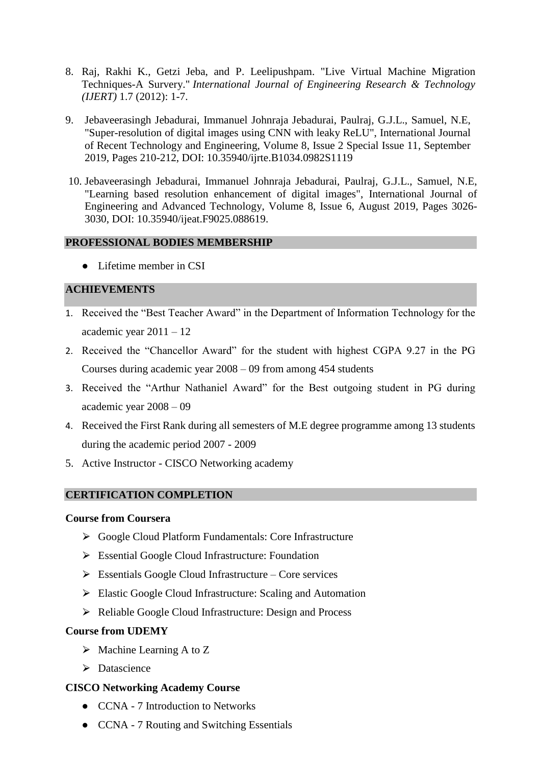8. Raj, Rakhi K., Getzi Jeba, and P. Leelipushpam. "Live Virtual Machine Migration Techniques-A Survery." *International Journal of Engineering Research & Technology (IJERT)* 1.7 (2012): 1-7.

9. Jebaveerasingh Jebadurai, Immanuel Johnraja Jebadurai, Paulraj, G.J.L., Samuel, N.E, "Super-resolution of digital images using CNN with leaky ReLU", International Journal of Recent Technology and Engineering, Volume 8, Issue 2 Special Issue 11, September 2019, Pages 210-212, DOI: 10.35940/ijrte.B1034.0982S1119

10. Jebaveerasingh Jebadurai, Immanuel Johnraja Jebadurai, Paulraj, G.J.L., Samuel, N.E, "Learning based resolution enhancement of digital images", International Journal of Engineering and Advanced Technology, Volume 8, Issue 6, August 2019, Pages 3026-3030, DOI: 10.35940/ijeat.F9025.088619.

## PROFESSIONAL BODIES MEMBERSHIP

- Lifetime member in CSI

## ACHIEVEMENTS

1. Received the "Best Teacher Award" in the Department of Information Technology for the academic year 2011 – 12
2. Received the "Chancellor Award" for the student with highest CGPA 9.27 in the PG Courses during academic year 2008 – 09 from among 454 students
3. Received the "Arthur Nathaniel Award" for the Best outgoing student in PG during academic year 2008 – 09
4. Received the First Rank during all semesters of M.E degree programme among 13 students during the academic period 2007 - 2009
5. Active Instructor - CISCO Networking academy

## CERTIFICATION COMPLETION

**Course from Coursera**

- Google Cloud Platform Fundamentals: Core Infrastructure
- Essential Google Cloud Infrastructure: Foundation
- Essentials Google Cloud Infrastructure – Core services
- Elastic Google Cloud Infrastructure: Scaling and Automation
- Reliable Google Cloud Infrastructure: Design and Process

**Course from UDEMY**

- Machine Learning A to Z
- Datascience

**CISCO Networking Academy Course**

- CCNA - 7 Introduction to Networks
- CCNA - 7 Routing and Switching Essentials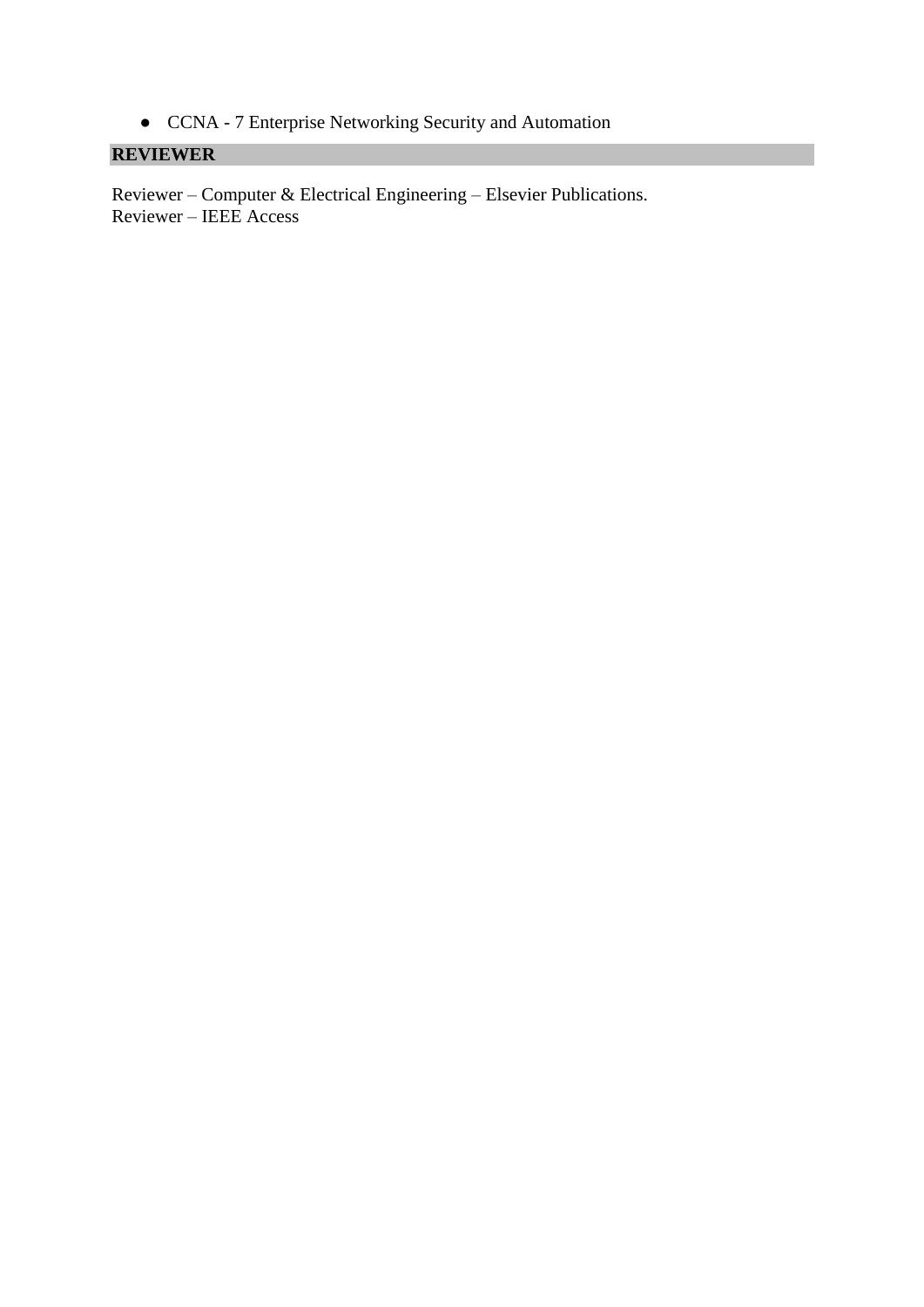- CCNA - 7 Enterprise Networking Security and Automation

## REVIEWER

Reviewer – Computer & Electrical Engineering – Elsevier Publications.
Reviewer – IEEE Access